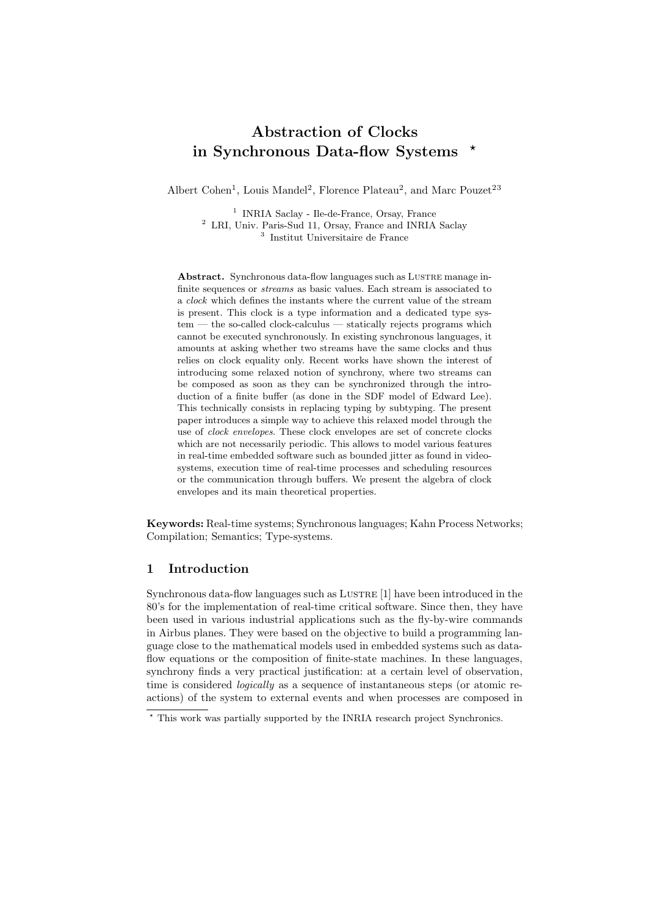# Abstraction of Clocks in Synchronous Data-flow Systems ⋆

Albert Cohen[1], Louis Mandel[2], Florence Plateau[2], and Marc Pouzet[23]

[1] INRIA Saclay - Ile-de-France, Orsay, France
[2] LRI, Univ. Paris-Sud 11, Orsay, France and INRIA Saclay
[3] Institut Universitaire de France

**Abstract.** Synchronous data-flow languages such as LUSTRE manage infinite sequences or *streams* as basic values. Each stream is associated to a *clock* which defines the instants where the current value of the stream is present. This clock is a type information and a dedicated type system — the so-called clock-calculus — statically rejects programs which cannot be executed synchronously. In existing synchronous languages, it amounts at asking whether two streams have the same clocks and thus relies on clock equality only. Recent works have shown the interest of introducing some relaxed notion of synchrony, where two streams can be composed as soon as they can be synchronized through the introduction of a finite buffer (as done in the SDF model of Edward Lee). This technically consists in replacing typing by subtyping. The present paper introduces a simple way to achieve this relaxed model through the use of *clock envelopes*. These clock envelopes are set of concrete clocks which are not necessarily periodic. This allows to model various features in real-time embedded software such as bounded jitter as found in video-systems, execution time of real-time processes and scheduling resources or the communication through buffers. We present the algebra of clock envelopes and its main theoretical properties.

**Keywords:** Real-time systems; Synchronous languages; Kahn Process Networks; Compilation; Semantics; Type-systems.

## 1 Introduction

Synchronous data-flow languages such as LUSTRE [1] have been introduced in the 80's for the implementation of real-time critical software. Since then, they have been used in various industrial applications such as the fly-by-wire commands in Airbus planes. They were based on the objective to build a programming language close to the mathematical models used in embedded systems such as data-flow equations or the composition of finite-state machines. In these languages, synchrony finds a very practical justification: at a certain level of observation, time is considered *logically* as a sequence of instantaneous steps (or atomic reactions) of the system to external events and when processes are composed in

⋆ This work was partially supported by the INRIA research project Synchronics.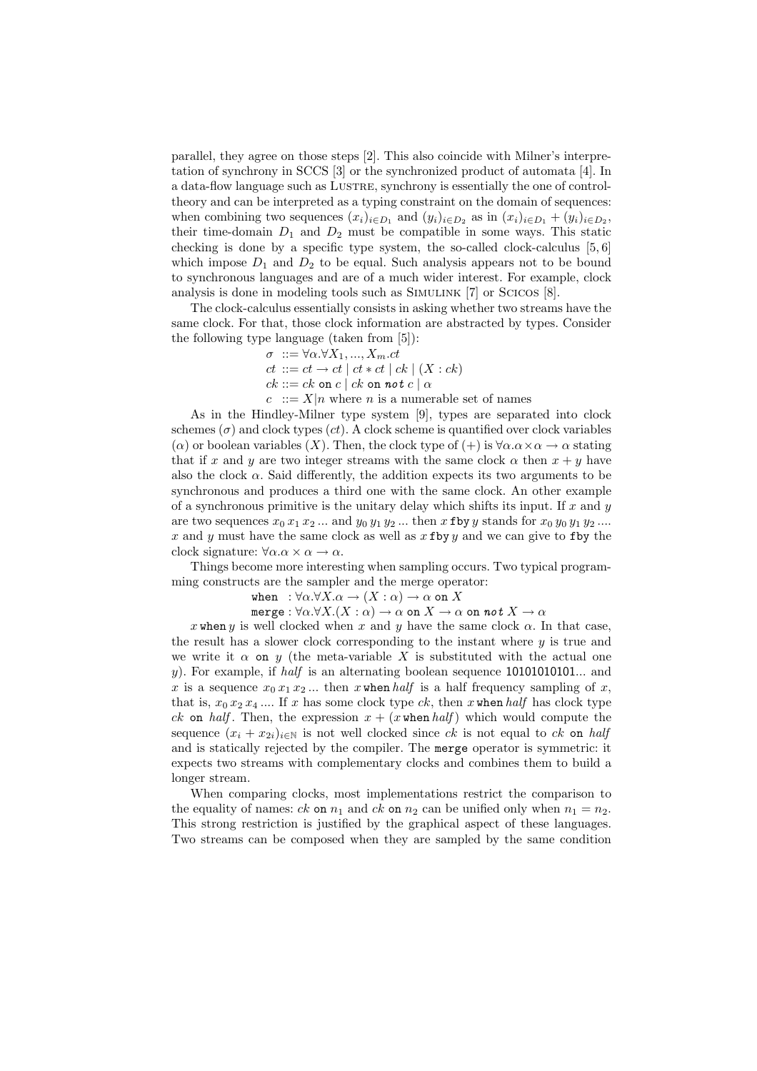parallel, they agree on those steps [2]. This also coincide with Milner's interpretation of synchrony in SCCS [3] or the synchronized product of automata [4]. In a data-flow language such as LUSTRE, synchrony is essentially the one of control-theory and can be interpreted as a typing constraint on the domain of sequences: when combining two sequences $(x_i)_{i\in D_1}$ and $(y_i)_{i\in D_2}$ as in $(x_i)_{i\in D_1} + (y_i)_{i\in D_2}$, their time-domain $D_1$ and $D_2$ must be compatible in some ways. This static checking is done by a specific type system, the so-called clock-calculus [5, 6] which impose $D_1$ and $D_2$ to be equal. Such analysis appears not to be bound to synchronous languages and are of a much wider interest. For example, clock analysis is done in modeling tools such as SIMULINK [7] or SCICOS [8].

The clock-calculus essentially consists in asking whether two streams have the same clock. For that, those clock information are abstracted by types. Consider the following type language (taken from [5]):

$$\sigma \ ::= \forall \alpha.\forall X_1, ..., X_m.ct$$
$$ct \ ::= ct \to ct \mid ct * ct \mid ck \mid (X : ck)$$
$$ck ::= ck \ \texttt{on}\ c \mid ck \ \texttt{on}\ \textit{\textbf{not}}\ c \mid \alpha$$
$$c \ ::= X|n \text{ where } n \text{ is a numerable set of names}$$

As in the Hindley-Milner type system [9], types are separated into clock schemes ($\sigma$) and clock types ($ct$). A clock scheme is quantified over clock variables ($\alpha$) or boolean variables ($X$). Then, the clock type of $(+)$ is $\forall \alpha.\alpha \times \alpha \to \alpha$ stating that if $x$ and $y$ are two integer streams with the same clock $\alpha$ then $x + y$ have also the clock $\alpha$. Said differently, the addition expects its two arguments to be synchronous and produces a third one with the same clock. An other example of a synchronous primitive is the unitary delay which shifts its input. If $x$ and $y$ are two sequences $x_0\, x_1\, x_2\, ...$ and $y_0\, y_1\, y_2\, ...$ then $x\, \texttt{fby}\, y$ stands for $x_0\, y_0\, y_1\, y_2\, ....$ $x$ and $y$ must have the same clock as well as $x\, \texttt{fby}\, y$ and we can give to `fby` the clock signature: $\forall \alpha.\alpha \times \alpha \to \alpha$.

Things become more interesting when sampling occurs. Two typical programming constructs are the sampler and the merge operator:

$$\texttt{when} \ : \forall \alpha.\forall X.\alpha \to (X : \alpha) \to \alpha \ \texttt{on}\ X$$
$$\texttt{merge} : \forall \alpha.\forall X.(X : \alpha) \to \alpha \ \texttt{on}\ X \to \alpha \ \texttt{on}\ \textit{\textbf{not}}\ X \to \alpha$$

$x\, \texttt{when}\, y$ is well clocked when $x$ and $y$ have the same clock $\alpha$. In that case, the result has a slower clock corresponding to the instant where $y$ is true and we write it $\alpha$ `on` $y$ (the meta-variable $X$ is substituted with the actual one $y$). For example, if *half* is an alternating boolean sequence 10101010101... and $x$ is a sequence $x_0\, x_1\, x_2\, ...$ then $x\, \texttt{when}\, \textit{half}$ is a half frequency sampling of $x$, that is, $x_0\, x_2\, x_4\, ....$ If $x$ has some clock type $ck$, then $x\, \texttt{when}\, \textit{half}$ has clock type $ck$ `on` *half*. Then, the expression $x + (x\, \texttt{when}\, \textit{half})$ which would compute the sequence $(x_i + x_{2i})_{i\in\mathbb{N}}$ is not well clocked since $ck$ is not equal to $ck$ `on` *half* and is statically rejected by the compiler. The `merge` operator is symmetric: it expects two streams with complementary clocks and combines them to build a longer stream.

When comparing clocks, most implementations restrict the comparison to the equality of names: $ck$ `on` $n_1$ and $ck$ `on` $n_2$ can be unified only when $n_1 = n_2$. This strong restriction is justified by the graphical aspect of these languages. Two streams can be composed when they are sampled by the same condition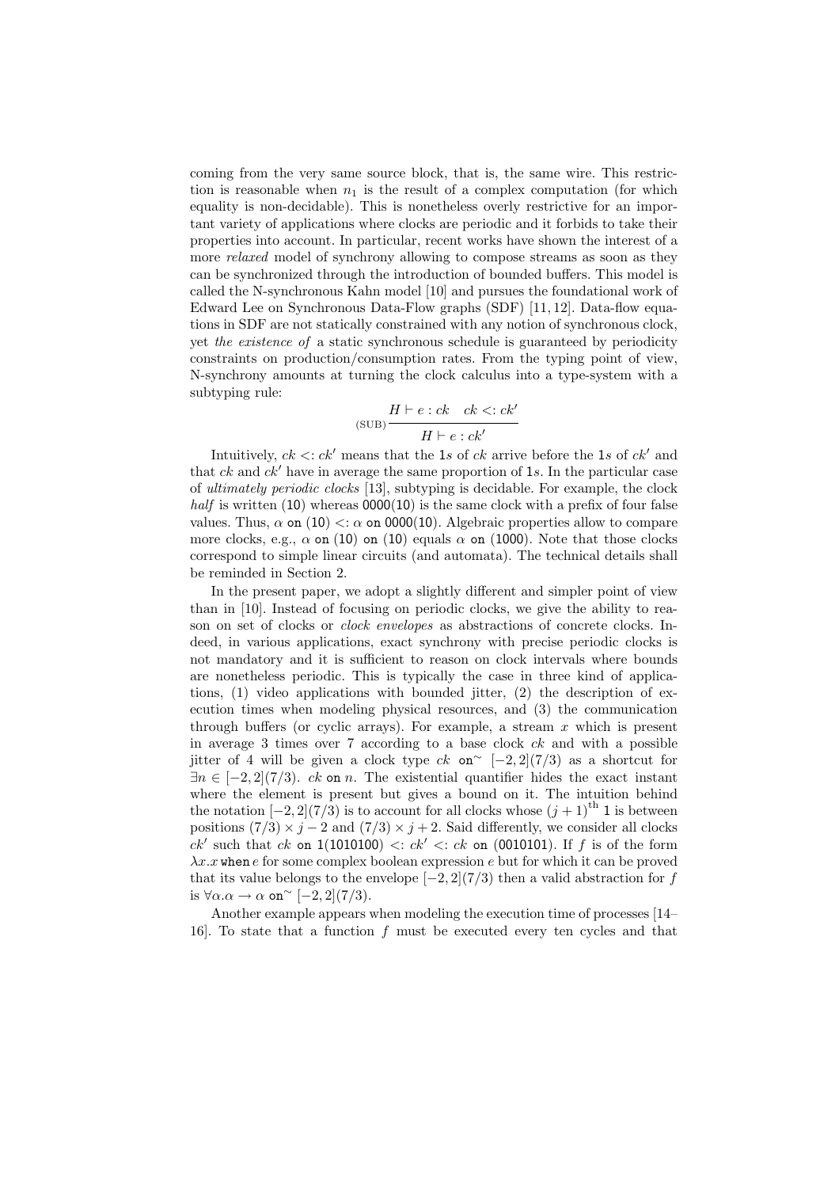coming from the very same source block, that is, the same wire. This restriction is reasonable when $n_1$ is the result of a complex computation (for which equality is non-decidable). This is nonetheless overly restrictive for an important variety of applications where clocks are periodic and it forbids to take their properties into account. In particular, recent works have shown the interest of a more *relaxed* model of synchrony allowing to compose streams as soon as they can be synchronized through the introduction of bounded buffers. This model is called the N-synchronous Kahn model [10] and pursues the foundational work of Edward Lee on Synchronous Data-Flow graphs (SDF) [11, 12]. Data-flow equations in SDF are not statically constrained with any notion of synchronous clock, yet *the existence of* a static synchronous schedule is guaranteed by periodicity constraints on production/consumption rates. From the typing point of view, N-synchrony amounts at turning the clock calculus into a type-system with a subtyping rule:

$$\text{(SUB)}\,\frac{H \vdash e : ck \quad ck <: ck'}{H \vdash e : ck'}$$

Intuitively, $ck <: ck'$ means that the 1*s* of $ck$ arrive before the 1*s* of $ck'$ and that $ck$ and $ck'$ have in average the same proportion of 1*s*. In the particular case of *ultimately periodic clocks* [13], subtyping is decidable. For example, the clock *half* is written (10) whereas 0000(10) is the same clock with a prefix of four false values. Thus, $\alpha$ on $(10) <: \alpha$ on 0000(10). Algebraic properties allow to compare more clocks, e.g., $\alpha$ on (10) on (10) equals $\alpha$ on (1000). Note that those clocks correspond to simple linear circuits (and automata). The technical details shall be reminded in Section 2.

In the present paper, we adopt a slightly different and simpler point of view than in [10]. Instead of focusing on periodic clocks, we give the ability to reason on set of clocks or *clock envelopes* as abstractions of concrete clocks. Indeed, in various applications, exact synchrony with precise periodic clocks is not mandatory and it is sufficient to reason on clock intervals where bounds are nonetheless periodic. This is typically the case in three kind of applications, (1) video applications with bounded jitter, (2) the description of execution times when modeling physical resources, and (3) the communication through buffers (or cyclic arrays). For example, a stream $x$ which is present in average 3 times over 7 according to a base clock $ck$ and with a possible jitter of 4 will be given a clock type $ck$ on$^\sim$ $[-2, 2](7/3)$ as a shortcut for $\exists n \in [-2, 2](7/3).\ ck$ on $n$. The existential quantifier hides the exact instant where the element is present but gives a bound on it. The intuition behind the notation $[-2, 2](7/3)$ is to account for all clocks whose $(j+1)^{\text{th}}$ 1 is between positions $(7/3) \times j - 2$ and $(7/3) \times j + 2$. Said differently, we consider all clocks $ck'$ such that $ck$ on 1(1010100) $<: ck' <: ck$ on (0010101). If $f$ is of the form $\lambda x.x$ when $e$ for some complex boolean expression $e$ but for which it can be proved that its value belongs to the envelope $[-2, 2](7/3)$ then a valid abstraction for $f$ is $\forall \alpha.\alpha \to \alpha$ on$^\sim$ $[-2, 2](7/3)$.

Another example appears when modeling the execution time of processes [14–16]. To state that a function $f$ must be executed every ten cycles and that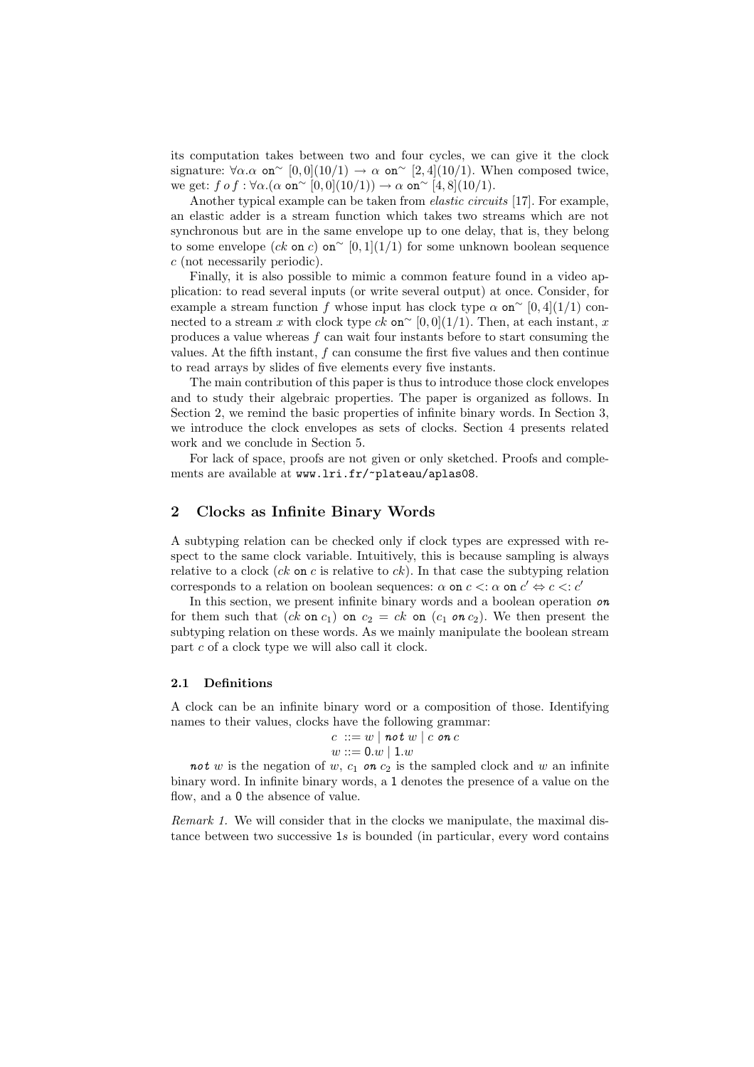its computation takes between two and four cycles, we can give it the clock signature: $\forall\alpha.\alpha\ \texttt{on}^{\sim}\ [0,0](10/1) \rightarrow \alpha\ \texttt{on}^{\sim}\ [2,4](10/1)$. When composed twice, we get: $f\,o\,f : \forall\alpha.(\alpha\ \texttt{on}^{\sim}\ [0,0](10/1)) \rightarrow \alpha\ \texttt{on}^{\sim}\ [4,8](10/1)$.

Another typical example can be taken from *elastic circuits* [17]. For example, an elastic adder is a stream function which takes two streams which are not synchronous but are in the same envelope up to one delay, that is, they belong to some envelope $(ck\ \texttt{on}\ c)\ \texttt{on}^{\sim}\ [0,1](1/1)$ for some unknown boolean sequence $c$ (not necessarily periodic).

Finally, it is also possible to mimic a common feature found in a video application: to read several inputs (or write several output) at once. Consider, for example a stream function $f$ whose input has clock type $\alpha\ \texttt{on}^{\sim}\ [0,4](1/1)$ connected to a stream $x$ with clock type $ck\ \texttt{on}^{\sim}\ [0,0](1/1)$. Then, at each instant, $x$ produces a value whereas $f$ can wait four instants before to start consuming the values. At the fifth instant, $f$ can consume the first five values and then continue to read arrays by slides of five elements every five instants.

The main contribution of this paper is thus to introduce those clock envelopes and to study their algebraic properties. The paper is organized as follows. In Section 2, we remind the basic properties of infinite binary words. In Section 3, we introduce the clock envelopes as sets of clocks. Section 4 presents related work and we conclude in Section 5.

For lack of space, proofs are not given or only sketched. Proofs and complements are available at `www.lri.fr/~plateau/aplas08`.

## 2 Clocks as Infinite Binary Words

A subtyping relation can be checked only if clock types are expressed with respect to the same clock variable. Intuitively, this is because sampling is always relative to a clock ($ck\ \texttt{on}\ c$ is relative to $ck$). In that case the subtyping relation corresponds to a relation on boolean sequences: $\alpha\ \texttt{on}\ c <: \alpha\ \texttt{on}\ c' \Leftrightarrow c <: c'$

In this section, we present infinite binary words and a boolean operation *on* for them such that $(ck\ \texttt{on}\ c_1)\ \texttt{on}\ c_2 = ck\ \texttt{on}\ (c_1\ \textit{on}\ c_2)$. We then present the subtyping relation on these words. As we mainly manipulate the boolean stream part $c$ of a clock type we will also call it clock.

### 2.1 Definitions

A clock can be an infinite binary word or a composition of those. Identifying names to their values, clocks have the following grammar:

$$c ::= w \mid \textit{not}\ w \mid c\ \textit{on}\ c$$
$$w ::= 0.w \mid 1.w$$

*not* $w$ is the negation of $w$, $c_1$ *on* $c_2$ is the sampled clock and $w$ an infinite binary word. In infinite binary words, a 1 denotes the presence of a value on the flow, and a 0 the absence of value.

*Remark 1.* We will consider that in the clocks we manipulate, the maximal distance between two successive 1s is bounded (in particular, every word contains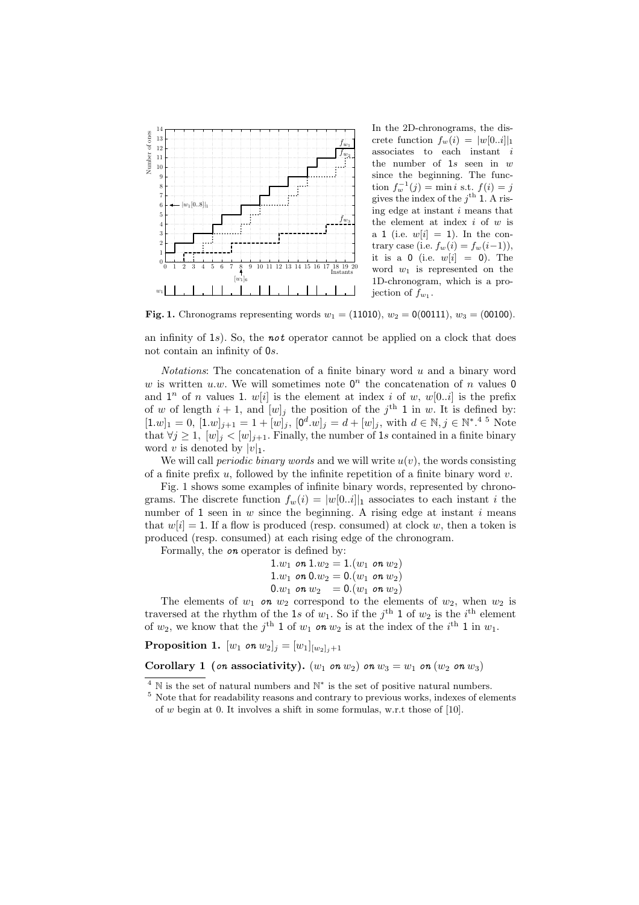In the 2D-chronograms, the discrete function $f_w(i) = |w[0..i]|_1$ associates to each instant $i$ the number of 1s seen in $w$ since the beginning. The function $f_w^{-1}(j) = \min i$ s.t. $f(i) = j$ gives the index of the $j^{\text{th}}$ 1. A rising edge at instant $i$ means that the element at index $i$ of $w$ is a 1 (i.e. $w[i] = 1$). In the contrary case (i.e. $f_w(i) = f_w(i-1)$), it is a 0 (i.e. $w[i] = 0$). The word $w_1$ is represented on the 1D-chronogram, which is a projection of $f_{w_1}$.

**Fig. 1.** Chronograms representing words $w_1 = (11010)$, $w_2 = 0(00111)$, $w_3 = (00100)$.

an infinity of 1s). So, the ***not*** operator cannot be applied on a clock that does not contain an infinity of 0s.

*Notations*: The concatenation of a finite binary word $u$ and a binary word $w$ is written $u.w$. We will sometimes note $0^n$ the concatenation of $n$ values 0 and $1^n$ of $n$ values 1. $w[i]$ is the element at index $i$ of $w$, $w[0..i]$ is the prefix of $w$ of length $i+1$, and $[w]_j$ the position of the $j^{\text{th}}$ 1 in $w$. It is defined by: $[1.w]_1 = 0$, $[1.w]_{j+1} = 1 + [w]_j$, $[0^d.w]_j = d + [w]_j$, with $d \in \mathbb{N}, j \in \mathbb{N}^*$.[4] [5] Note that $\forall j \geq 1$, $[w]_j < [w]_{j+1}$. Finally, the number of 1s contained in a finite binary word $v$ is denoted by $|v|_1$.

We will call *periodic binary words* and we will write $u(v)$, the words consisting of a finite prefix $u$, followed by the infinite repetition of a finite binary word $v$.

Fig. 1 shows some examples of infinite binary words, represented by chronograms. The discrete function $f_w(i) = |w[0..i]|_1$ associates to each instant $i$ the number of 1 seen in $w$ since the beginning. A rising edge at instant $i$ means that $w[i] = 1$. If a flow is produced (resp. consumed) at clock $w$, then a token is produced (resp. consumed) at each rising edge of the chronogram.

Formally, the ***on*** operator is defined by:

$$
\begin{aligned}
1.w_1 \; \textit{on} \; 1.w_2 &= 1.(w_1 \; \textit{on} \; w_2)\\
1.w_1 \; \textit{on} \; 0.w_2 &= 0.(w_1 \; \textit{on} \; w_2)\\
0.w_1 \; \textit{on} \; w_2 &= 0.(w_1 \; \textit{on} \; w_2)
\end{aligned}
$$

The elements of $w_1$ ***on*** $w_2$ correspond to the elements of $w_2$, when $w_2$ is traversed at the rhythm of the 1s of $w_1$. So if the $j^{\text{th}}$ 1 of $w_2$ is the $i^{\text{th}}$ element of $w_2$, we know that the $j^{\text{th}}$ 1 of $w_1$ ***on*** $w_2$ is at the index of the $i^{\text{th}}$ 1 in $w_1$.

**Proposition 1.** $[w_1 \; \textit{on} \; w_2]_j = [w_1]_{[w_2]_j+1}$

**Corollary 1 (*on* associativity).** $(w_1 \; \textit{on} \; w_2) \; \textit{on} \; w_3 = w_1 \; \textit{on} \; (w_2 \; \textit{on} \; w_3)$

[4] $\mathbb{N}$ is the set of natural numbers and $\mathbb{N}^*$ is the set of positive natural numbers.

[5] Note that for readability reasons and contrary to previous works, indexes of elements of $w$ begin at 0. It involves a shift in some formulas, w.r.t those of [10].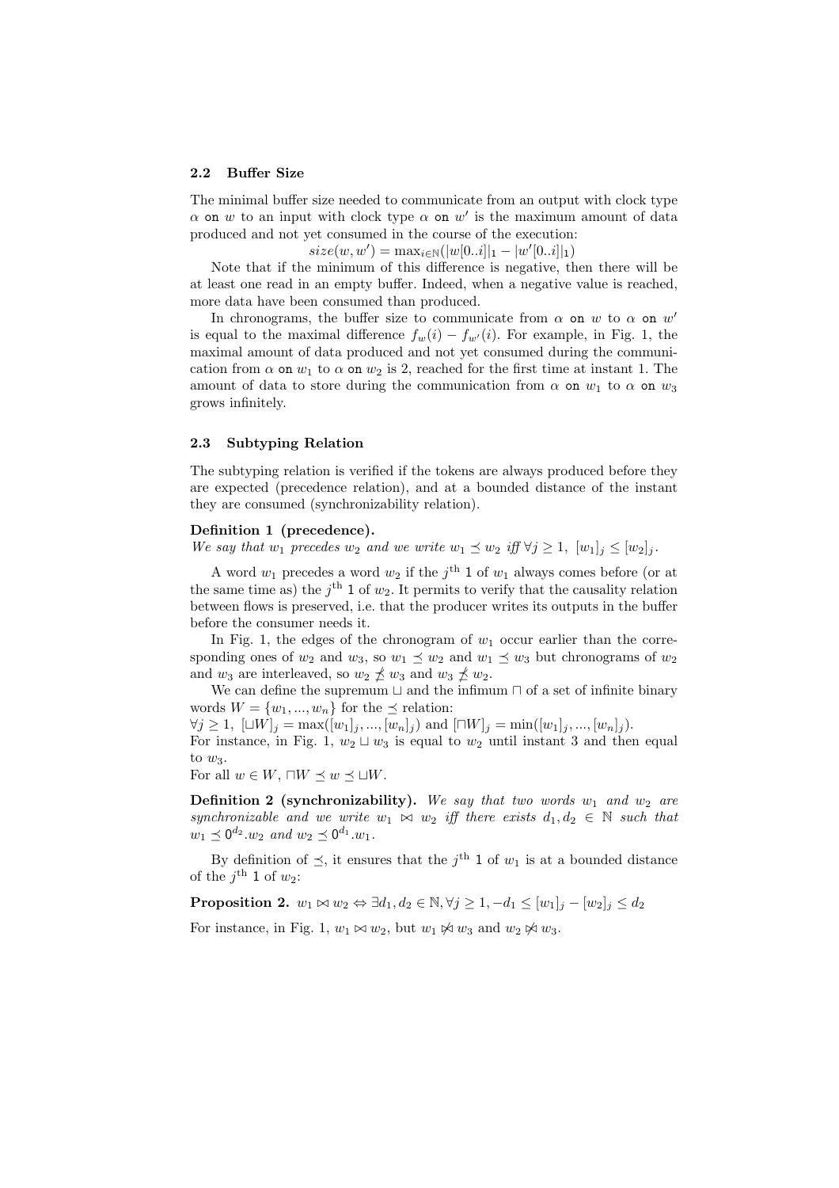### 2.2 Buffer Size

The minimal buffer size needed to communicate from an output with clock type $\alpha$ `on` $w$ to an input with clock type $\alpha$ `on` $w'$ is the maximum amount of data produced and not yet consumed in the course of the execution:

$$size(w, w') = \max_{i \in \mathbb{N}}(|w[0..i]|_1 - |w'[0..i]|_1)$$

Note that if the minimum of this difference is negative, then there will be at least one read in an empty buffer. Indeed, when a negative value is reached, more data have been consumed than produced.

In chronograms, the buffer size to communicate from $\alpha$ `on` $w$ to $\alpha$ `on` $w'$ is equal to the maximal difference $f_w(i) - f_{w'}(i)$. For example, in Fig. 1, the maximal amount of data produced and not yet consumed during the communication from $\alpha$ `on` $w_1$ to $\alpha$ `on` $w_2$ is 2, reached for the first time at instant 1. The amount of data to store during the communication from $\alpha$ `on` $w_1$ to $\alpha$ `on` $w_3$ grows infinitely.

### 2.3 Subtyping Relation

The subtyping relation is verified if the tokens are always produced before they are expected (precedence relation), and at a bounded distance of the instant they are consumed (synchronizability relation).

**Definition 1 (precedence).**
*We say that $w_1$ precedes $w_2$ and we write $w_1 \preceq w_2$ iff $\forall j \geq 1,\ [w_1]_j \leq [w_2]_j$.*

A word $w_1$ precedes a word $w_2$ if the $j^{\text{th}}$ 1 of $w_1$ always comes before (or at the same time as) the $j^{\text{th}}$ 1 of $w_2$. It permits to verify that the causality relation between flows is preserved, i.e. that the producer writes its outputs in the buffer before the consumer needs it.

In Fig. 1, the edges of the chronogram of $w_1$ occur earlier than the corresponding ones of $w_2$ and $w_3$, so $w_1 \preceq w_2$ and $w_1 \preceq w_3$ but chronograms of $w_2$ and $w_3$ are interleaved, so $w_2 \not\preceq w_3$ and $w_3 \not\preceq w_2$.

We can define the supremum $\sqcup$ and the infimum $\sqcap$ of a set of infinite binary words $W = \{w_1, ..., w_n\}$ for the $\preceq$ relation:
$\forall j \geq 1,\ [\sqcup W]_j = \max([w_1]_j, ..., [w_n]_j)$ and $[\sqcap W]_j = \min([w_1]_j, ..., [w_n]_j)$.
For instance, in Fig. 1, $w_2 \sqcup w_3$ is equal to $w_2$ until instant 3 and then equal to $w_3$.
For all $w \in W$, $\sqcap W \preceq w \preceq \sqcup W$.

**Definition 2 (synchronizability).** *We say that two words $w_1$ and $w_2$ are synchronizable and we write $w_1 \bowtie w_2$ iff there exists $d_1, d_2 \in \mathbb{N}$ such that $w_1 \preceq 0^{d_2}.w_2$ and $w_2 \preceq 0^{d_1}.w_1$.*

By definition of $\preceq$, it ensures that the $j^{\text{th}}$ 1 of $w_1$ is at a bounded distance of the $j^{\text{th}}$ 1 of $w_2$:

**Proposition 2.** $w_1 \bowtie w_2 \Leftrightarrow \exists d_1, d_2 \in \mathbb{N}, \forall j \geq 1, -d_1 \leq [w_1]_j - [w_2]_j \leq d_2$

For instance, in Fig. 1, $w_1 \bowtie w_2$, but $w_1 \not\bowtie w_3$ and $w_2 \not\bowtie w_3$.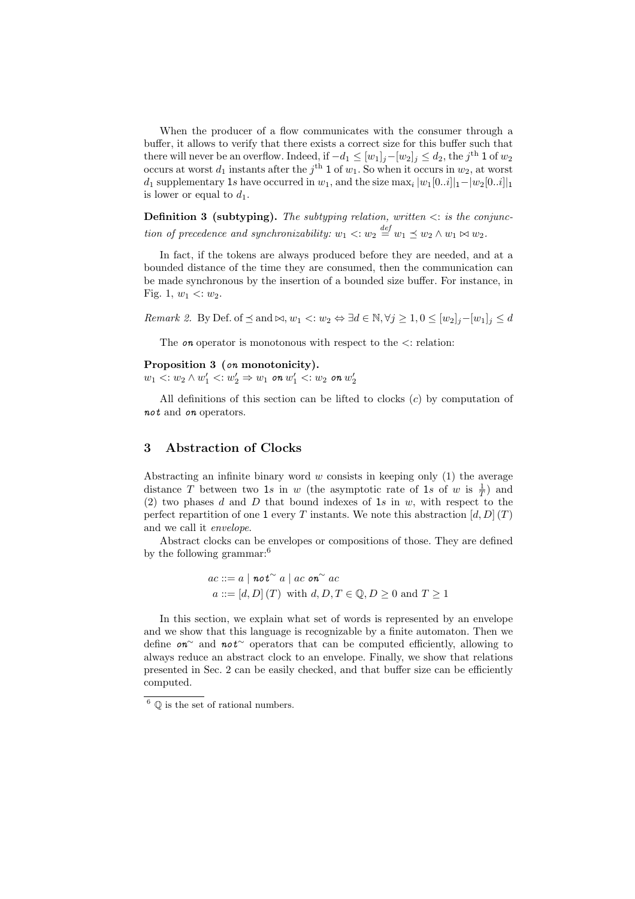When the producer of a flow communicates with the consumer through a buffer, it allows to verify that there exists a correct size for this buffer such that there will never be an overflow. Indeed, if $-d_1 \leq [w_1]_j - [w_2]_j \leq d_2$, the $j^{\text{th}}$ 1 of $w_2$ occurs at worst $d_1$ instants after the $j^{\text{th}}$ 1 of $w_1$. So when it occurs in $w_2$, at worst $d_1$ supplementary 1s have occurred in $w_1$, and the size $\max_i |w_1[0..i]|_1 - |w_2[0..i]|_1$ is lower or equal to $d_1$.

**Definition 3 (subtyping).** *The subtyping relation, written $<:$ is the conjunction of precedence and synchronizability:* $w_1 <: w_2 \stackrel{def}{=} w_1 \preceq w_2 \wedge w_1 \bowtie w_2$.

In fact, if the tokens are always produced before they are needed, and at a bounded distance of the time they are consumed, then the communication can be made synchronous by the insertion of a bounded size buffer. For instance, in Fig. 1, $w_1 <: w_2$.

*Remark 2.* By Def. of $\preceq$ and $\bowtie$, $w_1 <: w_2 \Leftrightarrow \exists d \in \mathbb{N}, \forall j \geq 1, 0 \leq [w_2]_j - [w_1]_j \leq d$

The *on* operator is monotonous with respect to the $<:$ relation:

**Proposition 3 (*on* monotonicity).**
$w_1 <: w_2 \wedge w_1' <: w_2' \Rightarrow w_1 \text{ on } w_1' <: w_2 \text{ on } w_2'$

All definitions of this section can be lifted to clocks ($c$) by computation of *not* and *on* operators.

## 3 Abstraction of Clocks

Abstracting an infinite binary word $w$ consists in keeping only (1) the average distance $T$ between two 1s in $w$ (the asymptotic rate of 1s of $w$ is $\frac{1}{T}$) and (2) two phases $d$ and $D$ that bound indexes of 1s in $w$, with respect to the perfect repartition of one 1 every $T$ instants. We note this abstraction $[d, D]\,(T)$ and we call it *envelope*.

Abstract clocks can be envelopes or compositions of those. They are defined by the following grammar:[6]

$$
\begin{aligned}
ac &::= a \mid \text{not}^{\sim}\ a \mid ac\ \text{on}^{\sim}\ ac \\
a &::= [d, D]\,(T)\ \text{ with } d, D, T \in \mathbb{Q}, D \geq 0 \text{ and } T \geq 1
\end{aligned}
$$

In this section, we explain what set of words is represented by an envelope and we show that this language is recognizable by a finite automaton. Then we define $\text{on}^{\sim}$ and $\text{not}^{\sim}$ operators that can be computed efficiently, allowing to always reduce an abstract clock to an envelope. Finally, we show that relations presented in Sec. 2 can be easily checked, and that buffer size can be efficiently computed.

[6] $\mathbb{Q}$ is the set of rational numbers.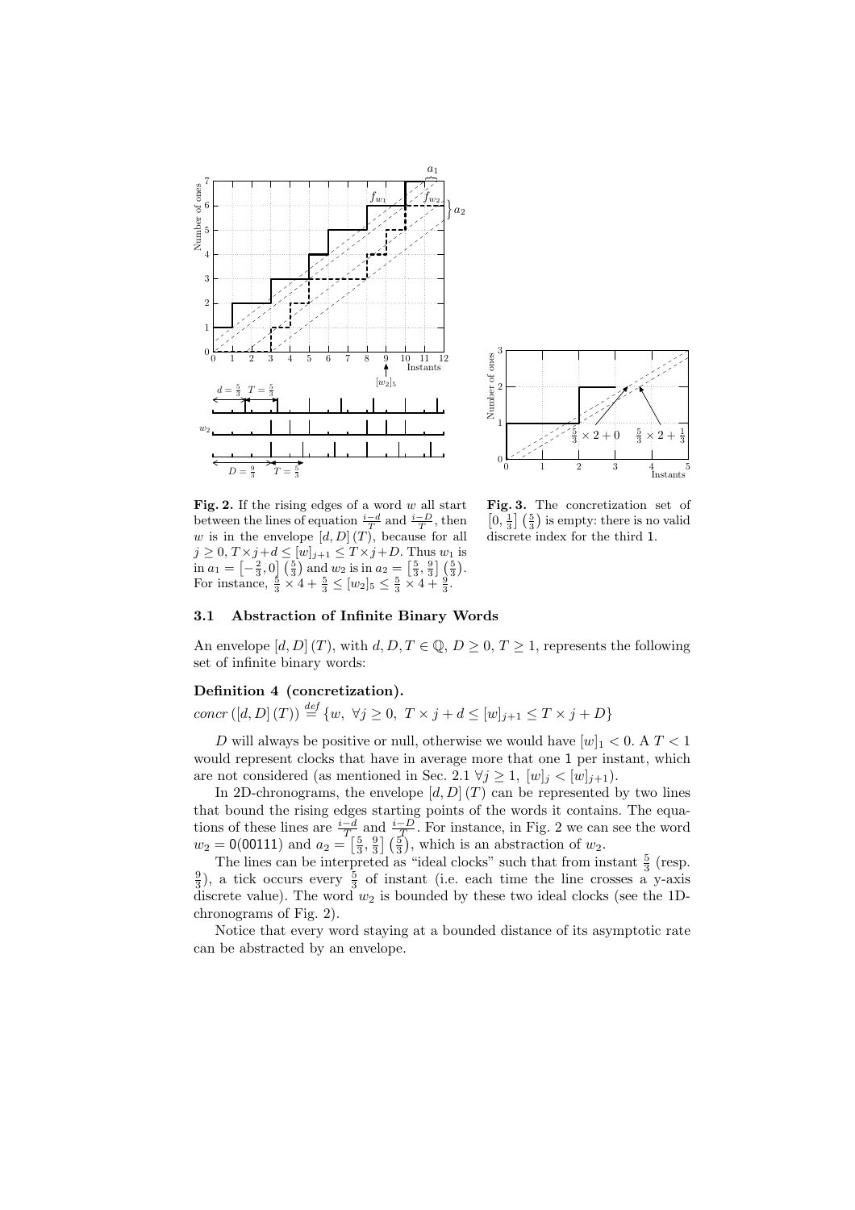**Fig. 2.** If the rising edges of a word $w$ all start between the lines of equation $\frac{i-d}{T}$ and $\frac{i-D}{T}$, then $w$ is in the envelope $[d, D]\,(T)$, because for all $j \geq 0$, $T \times j + d \leq [w]_{j+1} \leq T \times j + D$. Thus $w_1$ is in $a_1 = \left[-\frac{2}{3}, 0\right]\left(\frac{5}{3}\right)$ and $w_2$ is in $a_2 = \left[\frac{5}{3}, \frac{9}{3}\right]\left(\frac{5}{3}\right)$. For instance, $\frac{5}{3} \times 4 + \frac{5}{3} \leq [w_2]_5 \leq \frac{5}{3} \times 4 + \frac{9}{3}$.

**Fig. 3.** The concretization set of $\left[0, \frac{1}{3}\right]\left(\frac{5}{3}\right)$ is empty: there is no valid discrete index for the third 1.

### 3.1 Abstraction of Infinite Binary Words

An envelope $[d, D]\,(T)$, with $d, D, T \in \mathbb{Q}$, $D \geq 0$, $T \geq 1$, represents the following set of infinite binary words:

**Definition 4 (concretization).**

$concr\,([d, D]\,(T)) \stackrel{def}{=} \{w,\ \forall j \geq 0,\ T \times j + d \leq [w]_{j+1} \leq T \times j + D\}$

$D$ will always be positive or null, otherwise we would have $[w]_1 < 0$. A $T < 1$ would represent clocks that have in average more that one 1 per instant, which are not considered (as mentioned in Sec. 2.1 $\forall j \geq 1$, $[w]_j < [w]_{j+1}$).

In 2D-chronograms, the envelope $[d, D]\,(T)$ can be represented by two lines that bound the rising edges starting points of the words it contains. The equations of these lines are $\frac{i-d}{T}$ and $\frac{i-D}{T}$. For instance, in Fig. 2 we can see the word $w_2 = 0(00111)$ and $a_2 = \left[\frac{5}{3}, \frac{9}{3}\right]\left(\frac{5}{3}\right)$, which is an abstraction of $w_2$.

The lines can be interpreted as "ideal clocks" such that from instant $\frac{5}{3}$ (resp. $\frac{9}{3}$), a tick occurs every $\frac{5}{3}$ of instant (i.e. each time the line crosses a y-axis discrete value). The word $w_2$ is bounded by these two ideal clocks (see the 1D-chronograms of Fig. 2).

Notice that every word staying at a bounded distance of its asymptotic rate can be abstracted by an envelope.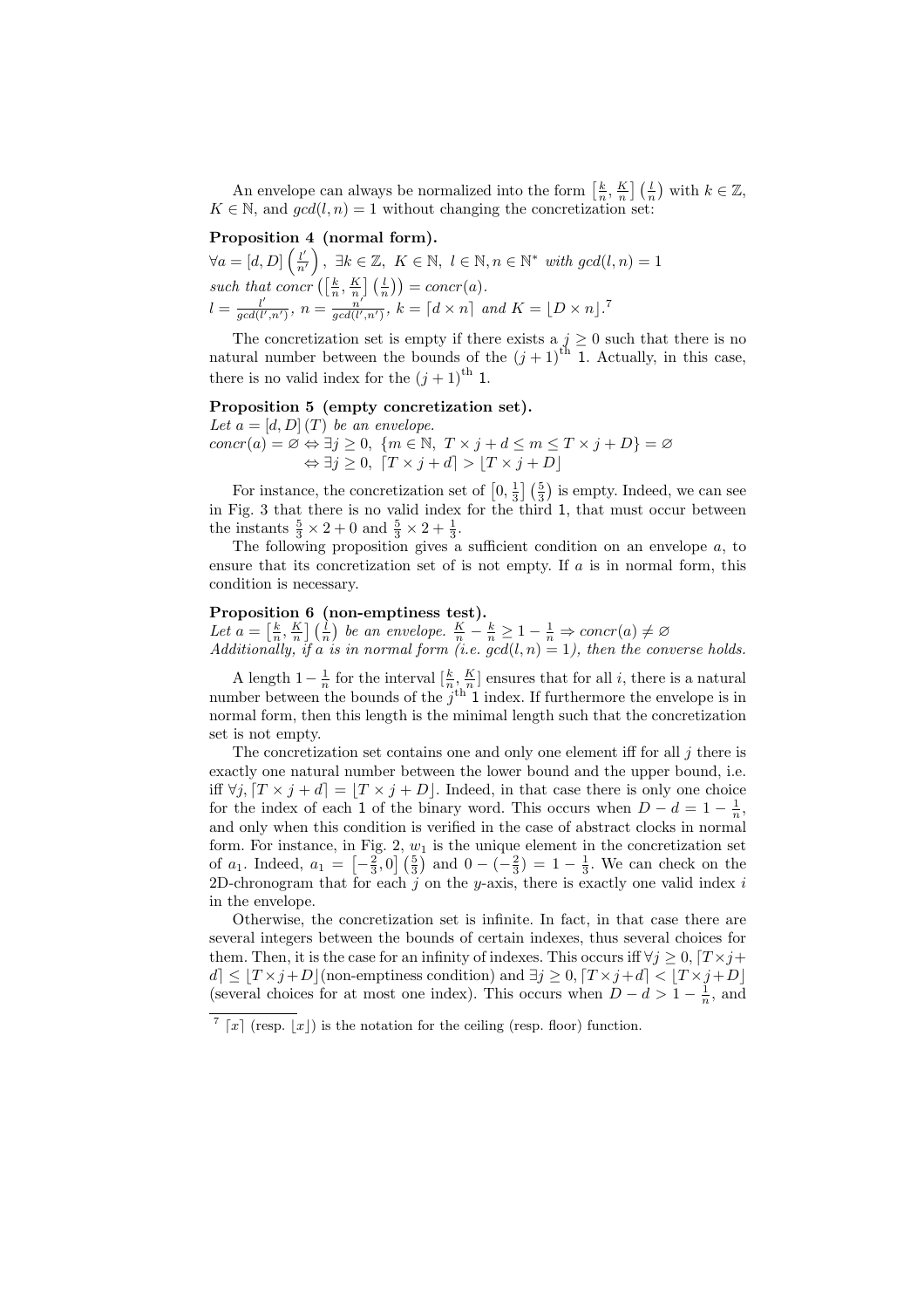An envelope can always be normalized into the form $\left[\frac{k}{n}, \frac{K}{n}\right]\left(\frac{l}{n}\right)$ with $k \in \mathbb{Z}$, $K \in \mathbb{N}$, and $gcd(l,n) = 1$ without changing the concretization set:

**Proposition 4 (normal form).**
*$\forall a = [d, D]\left(\frac{l'}{n'}\right)$, $\exists k \in \mathbb{Z},\ K \in \mathbb{N},\ l \in \mathbb{N}, n \in \mathbb{N}^*$ with $gcd(l,n) = 1$ such that $concr\left(\left[\frac{k}{n}, \frac{K}{n}\right]\left(\frac{l}{n}\right)\right) = concr(a)$.*
*$l = \frac{l'}{gcd(l',n')}$, $n = \frac{n'}{gcd(l',n')}$, $k = \lceil d \times n \rceil$ and $K = \lfloor D \times n \rfloor$.*[7]

The concretization set is empty if there exists a $j \geq 0$ such that there is no natural number between the bounds of the $(j+1)^{\text{th}}$ 1. Actually, in this case, there is no valid index for the $(j+1)^{\text{th}}$ 1.

**Proposition 5 (empty concretization set).**
*Let $a = [d, D]\,(T)$ be an envelope.*
$$concr(a) = \varnothing \Leftrightarrow \exists j \geq 0,\ \{m \in \mathbb{N},\ T \times j + d \leq m \leq T \times j + D\} = \varnothing$$
$$\Leftrightarrow \exists j \geq 0,\ \lceil T \times j + d \rceil > \lfloor T \times j + D \rfloor$$

For instance, the concretization set of $\left[0, \frac{1}{3}\right]\left(\frac{5}{3}\right)$ is empty. Indeed, we can see in Fig. 3 that there is no valid index for the third 1, that must occur between the instants $\frac{5}{3} \times 2 + 0$ and $\frac{5}{3} \times 2 + \frac{1}{3}$.

The following proposition gives a sufficient condition on an envelope $a$, to ensure that its concretization set of is not empty. If $a$ is in normal form, this condition is necessary.

**Proposition 6 (non-emptiness test).**
*Let $a = \left[\frac{k}{n}, \frac{K}{n}\right]\left(\frac{l}{n}\right)$ be an envelope. $\frac{K}{n} - \frac{k}{n} \geq 1 - \frac{1}{n} \Rightarrow concr(a) \neq \varnothing$*
*Additionally, if $a$ is in normal form (i.e. $gcd(l,n) = 1$), then the converse holds.*

A length $1 - \frac{1}{n}$ for the interval $[\frac{k}{n}, \frac{K}{n}]$ ensures that for all $i$, there is a natural number between the bounds of the $j^{\text{th}}$ 1 index. If furthermore the envelope is in normal form, then this length is the minimal length such that the concretization set is not empty.

The concretization set contains one and only one element iff for all $j$ there is exactly one natural number between the lower bound and the upper bound, i.e. iff $\forall j, \lceil T \times j + d \rceil = \lfloor T \times j + D \rfloor$. Indeed, in that case there is only one choice for the index of each 1 of the binary word. This occurs when $D - d = 1 - \frac{1}{n}$, and only when this condition is verified in the case of abstract clocks in normal form. For instance, in Fig. 2, $w_1$ is the unique element in the concretization set of $a_1$. Indeed, $a_1 = \left[-\frac{2}{3}, 0\right]\left(\frac{5}{3}\right)$ and $0 - (-\frac{2}{3}) = 1 - \frac{1}{3}$. We can check on the 2D-chronogram that for each $j$ on the $y$-axis, there is exactly one valid index $i$ in the envelope.

Otherwise, the concretization set is infinite. In fact, in that case there are several integers between the bounds of certain indexes, thus several choices for them. Then, it is the case for an infinity of indexes. This occurs iff $\forall j \geq 0, \lceil T \times j + d \rceil \leq \lfloor T \times j + D \rfloor$(non-emptiness condition) and $\exists j \geq 0, \lceil T \times j + d \rceil < \lfloor T \times j + D \rfloor$ (several choices for at most one index). This occurs when $D - d > 1 - \frac{1}{n}$, and

[7] $\lceil x \rceil$ (resp. $\lfloor x \rfloor$) is the notation for the ceiling (resp. floor) function.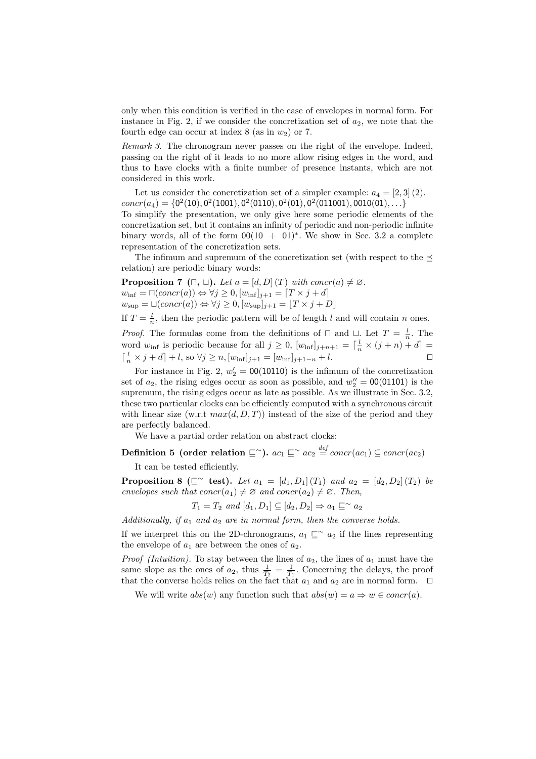only when this condition is verified in the case of envelopes in normal form. For instance in Fig. 2, if we consider the concretization set of $a_2$, we note that the fourth edge can occur at index 8 (as in $w_2$) or 7.

*Remark 3.* The chronogram never passes on the right of the envelope. Indeed, passing on the right of it leads to no more allow rising edges in the word, and thus to have clocks with a finite number of presence instants, which are not considered in this work.

Let us consider the concretization set of a simpler example: $a_4 = [2, 3]\,(2)$. $concr(a_4) = \{0^2(10), 0^2(1001), 0^2(0110), 0^2(01), 0^2(011001), 0010(01), \ldots\}$ To simplify the presentation, we only give here some periodic elements of the concretization set, but it contains an infinity of periodic and non-periodic infinite binary words, all of the form $00(10\ +\ 01)^*$. We show in Sec. 3.2 a complete representation of the concretization sets.

The infimum and supremum of the concretization set (with respect to the $\preceq$ relation) are periodic binary words:

**Proposition 7 ($\sqcap$, $\sqcup$).** *Let $a = [d, D]\,(T)$ with $concr(a) \neq \varnothing$.*
$w_{\text{inf}} = \sqcap(concr(a)) \Leftrightarrow \forall j \geq 0, [w_{\text{inf}}]_{j+1} = \lceil T \times j + d \rceil$
$w_{\text{sup}} = \sqcup(concr(a)) \Leftrightarrow \forall j \geq 0, [w_{\text{sup}}]_{j+1} = \lfloor T \times j + D \rfloor$
If $T = \frac{l}{n}$, then the periodic pattern will be of length $l$ and will contain $n$ ones.

*Proof.* The formulas come from the definitions of $\sqcap$ and $\sqcup$. Let $T = \frac{l}{n}$. The word $w_{\text{inf}}$ is periodic because for all $j \geq 0$, $[w_{\text{inf}}]_{j+n+1} = \lceil \frac{l}{n} \times (j + n) + d \rceil = \lceil \frac{l}{n} \times j + d \rceil + l$, so $\forall j \geq n, [w_{\text{inf}}]_{j+1} = [w_{\text{inf}}]_{j+1-n} + l$. □

For instance in Fig. 2, $w'_2 = 00(10110)$ is the infimum of the concretization set of $a_2$, the rising edges occur as soon as possible, and $w''_2 = 00(01101)$ is the supremum, the rising edges occur as late as possible. As we illustrate in Sec. 3.2, these two particular clocks can be efficiently computed with a synchronous circuit with linear size (w.r.t $max(d, D, T)$) instead of the size of the period and they are perfectly balanced.

We have a partial order relation on abstract clocks:

**Definition 5 (order relation $\sqsubseteq^{\sim}$).** $ac_1 \sqsubseteq^{\sim} ac_2 \stackrel{def}{=} concr(ac_1) \subseteq concr(ac_2)$

It can be tested efficiently.

**Proposition 8 ($\sqsubseteq^{\sim}$ test).** *Let $a_1 = [d_1, D_1]\,(T_1)$ and $a_2 = [d_2, D_2]\,(T_2)$ be envelopes such that $concr(a_1) \neq \varnothing$ and $concr(a_2) \neq \varnothing$. Then,*

$$T_1 = T_2 \text{ and } [d_1, D_1] \subseteq [d_2, D_2] \Rightarrow a_1 \sqsubseteq^{\sim} a_2$$

*Additionally, if $a_1$ and $a_2$ are in normal form, then the converse holds.*

If we interpret this on the 2D-chronograms, $a_1 \sqsubseteq^{\sim} a_2$ if the lines representing the envelope of $a_1$ are between the ones of $a_2$.

*Proof (Intuition).* To stay between the lines of $a_2$, the lines of $a_1$ must have the same slope as the ones of $a_2$, thus $\frac{1}{T_2} = \frac{1}{T_1}$. Concerning the delays, the proof that the converse holds relies on the fact that $a_1$ and $a_2$ are in normal form. □

We will write $abs(w)$ any function such that $abs(w) = a \Rightarrow w \in concr(a)$.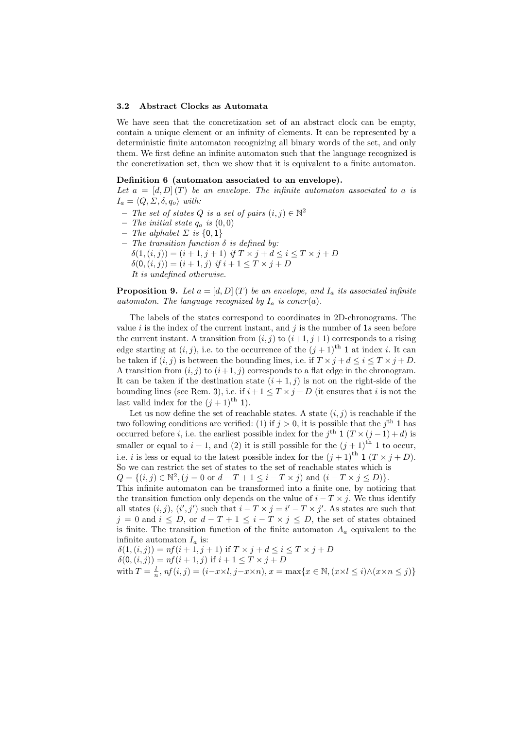### 3.2 Abstract Clocks as Automata

We have seen that the concretization set of an abstract clock can be empty, contain a unique element or an infinity of elements. It can be represented by a deterministic finite automaton recognizing all binary words of the set, and only them. We first define an infinite automaton such that the language recognized is the concretization set, then we show that it is equivalent to a finite automaton.

**Definition 6 (automaton associated to an envelope).** *Let $a = [d, D]\,(T)$ be an envelope. The infinite automaton associated to $a$ is $I_a = \langle Q, \Sigma, \delta, q_o \rangle$ with:*

- *The set of states $Q$ is a set of pairs $(i, j) \in \mathbb{N}^2$*
- *The initial state $q_o$ is $(0, 0)$*
- *The alphabet $\Sigma$ is $\{0, 1\}$*
- *The transition function $\delta$ is defined by:*
  $\delta(1, (i, j)) = (i + 1, j + 1)$ *if* $T \times j + d \leq i \leq T \times j + D$
  $\delta(0, (i, j)) = (i + 1, j)$ *if* $i + 1 \leq T \times j + D$
  *It is undefined otherwise.*

**Proposition 9.** *Let $a = [d, D]\,(T)$ be an envelope, and $I_a$ its associated infinite automaton. The language recognized by $I_a$ is $concr(a)$.*

The labels of the states correspond to coordinates in 2D-chronograms. The value $i$ is the index of the current instant, and $j$ is the number of 1s seen before the current instant. A transition from $(i, j)$ to $(i+1, j+1)$ corresponds to a rising edge starting at $(i, j)$, i.e. to the occurrence of the $(j + 1)^{\text{th}}$ 1 at index $i$. It can be taken if $(i, j)$ is between the bounding lines, i.e. if $T \times j + d \leq i \leq T \times j + D$. A transition from $(i, j)$ to $(i+1, j)$ corresponds to such a flat edge in the chronogram. It can be taken if the destination state $(i + 1, j)$ is not on the right-side of the bounding lines (see Rem. 3), i.e. if $i + 1 \leq T \times j + D$ (it ensures that $i$ is not the last valid index for the $(j + 1)^{\text{th}}$ 1).

Let us now define the set of reachable states. A state $(i, j)$ is reachable if the two following conditions are verified: (1) if $j > 0$, it is possible that the $j^{\text{th}}$ 1 has occurred before $i$, i.e. the earliest possible index for the $j^{\text{th}}$ 1 ($T \times (j - 1) + d$) is smaller or equal to $i - 1$, and (2) it is still possible for the $(j + 1)^{\text{th}}$ 1 to occur, i.e. $i$ is less or equal to the latest possible index for the $(j + 1)^{\text{th}}$ 1 ($T \times j + D$). So we can restrict the set of states to the set of reachable states which is $Q = \{(i, j) \in \mathbb{N}^2, (j = 0 \text{ or } d - T + 1 \leq i - T \times j) \text{ and } (i - T \times j \leq D)\}$.
This infinite automaton can be transformed into a finite one, by noticing that the transition function only depends on the value of $i - T \times j$. We thus identify all states $(i, j)$, $(i', j')$ such that $i - T \times j = i' - T \times j'$. As states are such that $j = 0$ and $i \leq D$, or $d - T + 1 \leq i - T \times j \leq D$, the set of states obtained is finite. The transition function of the finite automaton $A_a$ equivalent to the infinite automaton $I_a$ is:
$\delta(1, (i, j)) = nf(i + 1, j + 1)$ if $T \times j + d \leq i \leq T \times j + D$
$\delta(0, (i, j)) = nf(i + 1, j)$ if $i + 1 \leq T \times j + D$
with $T = \frac{l}{n}$, $nf(i, j) = (i - x \times l, j - x \times n)$, $x = \max\{x \in \mathbb{N}, (x \times l \leq i) \wedge (x \times n \leq j)\}$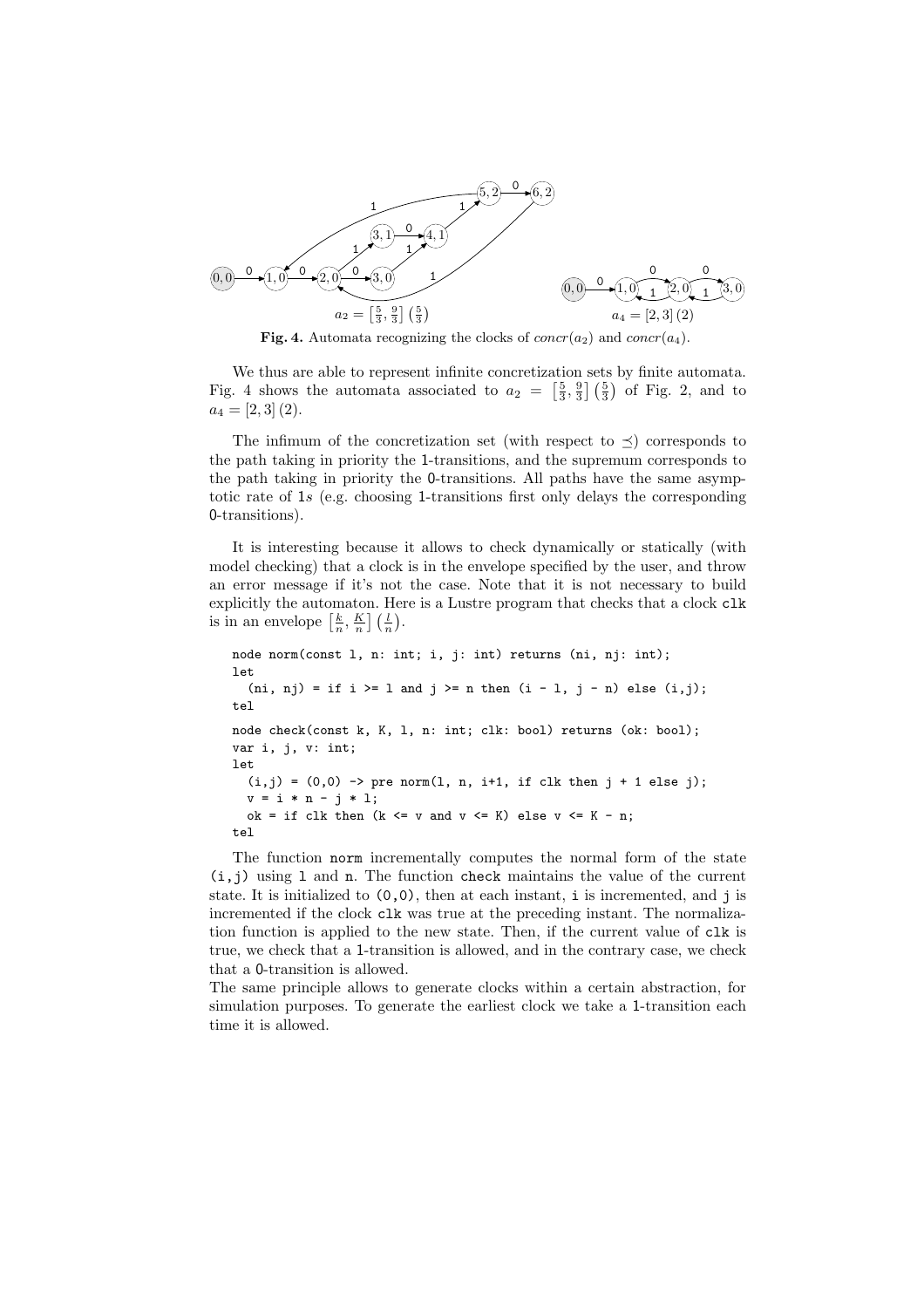$a_2 = \left[\frac{5}{3}, \frac{9}{3}\right]\left(\frac{5}{3}\right)$ $a_4 = [2, 3]\,(2)$

**Fig. 4.** Automata recognizing the clocks of $concr(a_2)$ and $concr(a_4)$.

We thus are able to represent infinite concretization sets by finite automata. Fig. 4 shows the automata associated to $a_2 = \left[\frac{5}{3}, \frac{9}{3}\right]\left(\frac{5}{3}\right)$ of Fig. 2, and to $a_4 = [2, 3]\,(2)$.

The infimum of the concretization set (with respect to $\preceq$) corresponds to the path taking in priority the 1-transitions, and the supremum corresponds to the path taking in priority the 0-transitions. All paths have the same asymptotic rate of 1$s$ (e.g. choosing 1-transitions first only delays the corresponding 0-transitions).

It is interesting because it allows to check dynamically or statically (with model checking) that a clock is in the envelope specified by the user, and throw an error message if it's not the case. Note that it is not necessary to build explicitly the automaton. Here is a Lustre program that checks that a clock `clk` is in an envelope $\left[\frac{k}{n}, \frac{K}{n}\right]\left(\frac{l}{n}\right)$.

```
node norm(const l, n: int; i, j: int) returns (ni, nj: int);
let
  (ni, nj) = if i >= l and j >= n then (i - l, j - n) else (i,j);
tel

node check(const k, K, l, n: int; clk: bool) returns (ok: bool);
var i, j, v: int;
let
  (i,j) = (0,0) -> pre norm(l, n, i+1, if clk then j + 1 else j);
  v = i * n - j * l;
  ok = if clk then (k <= v and v <= K) else v <= K - n;
tel
```

The function `norm` incrementally computes the normal form of the state `(i,j)` using `l` and `n`. The function `check` maintains the value of the current state. It is initialized to `(0,0)`, then at each instant, `i` is incremented, and `j` is incremented if the clock `clk` was true at the preceding instant. The normalization function is applied to the new state. Then, if the current value of `clk` is true, we check that a 1-transition is allowed, and in the contrary case, we check that a 0-transition is allowed.
The same principle allows to generate clocks within a certain abstraction, for simulation purposes. To generate the earliest clock we take a 1-transition each time it is allowed.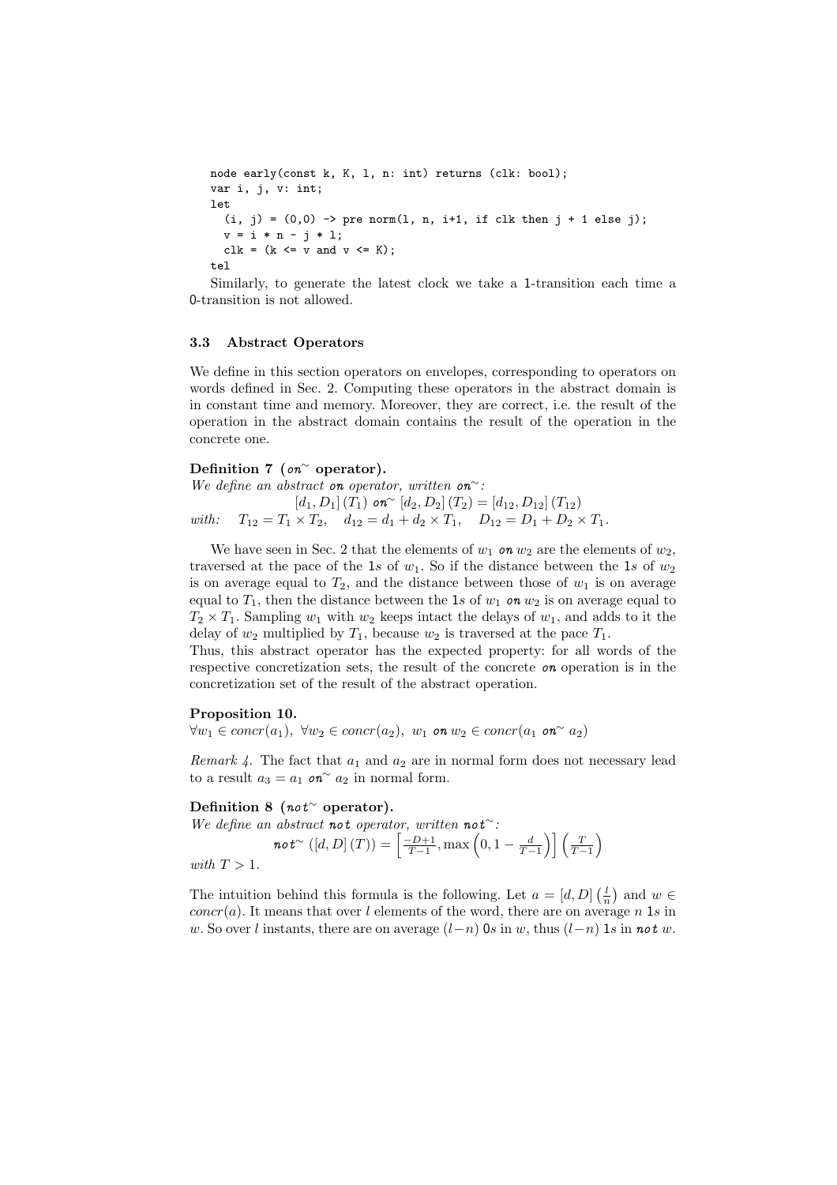```
node early(const k, K, l, n: int) returns (clk: bool);
var i, j, v: int;
let
  (i, j) = (0,0) -> pre norm(l, n, i+1, if clk then j + 1 else j);
  v = i * n - j * l;
  clk = (k <= v and v <= K);
tel
```

Similarly, to generate the latest clock we take a 1-transition each time a 0-transition is not allowed.

### 3.3 Abstract Operators

We define in this section operators on envelopes, corresponding to operators on words defined in Sec. 2. Computing these operators in the abstract domain is in constant time and memory. Moreover, they are correct, i.e. the result of the operation in the abstract domain contains the result of the operation in the concrete one.

**Definition 7 ($\mathit{on}^{\sim}$ operator).**
*We define an abstract* **on** *operator, written* $\mathbf{on}^{\sim}$*:*

$$[d_1, D_1]\,(T_1)\ \mathbf{on}^{\sim}\ [d_2, D_2]\,(T_2) = [d_{12}, D_{12}]\,(T_{12})$$

*with:* $\quad T_{12} = T_1 \times T_2, \quad d_{12} = d_1 + d_2 \times T_1, \quad D_{12} = D_1 + D_2 \times T_1.$

We have seen in Sec. 2 that the elements of $w_1$ **on** $w_2$ are the elements of $w_2$, traversed at the pace of the 1s of $w_1$. So if the distance between the 1s of $w_2$ is on average equal to $T_2$, and the distance between those of $w_1$ is on average equal to $T_1$, then the distance between the 1s of $w_1$ **on** $w_2$ is on average equal to $T_2 \times T_1$. Sampling $w_1$ with $w_2$ keeps intact the delays of $w_1$, and adds to it the delay of $w_2$ multiplied by $T_1$, because $w_2$ is traversed at the pace $T_1$.
Thus, this abstract operator has the expected property: for all words of the respective concretization sets, the result of the concrete **on** operation is in the concretization set of the result of the abstract operation.

**Proposition 10.**
$\forall w_1 \in \mathit{concr}(a_1),\ \forall w_2 \in \mathit{concr}(a_2),\ w_1\ \mathbf{on}\ w_2 \in \mathit{concr}(a_1\ \mathbf{on}^{\sim}\ a_2)$

*Remark 4.* The fact that $a_1$ and $a_2$ are in normal form does not necessary lead to a result $a_3 = a_1\ \mathbf{on}^{\sim}\ a_2$ in normal form.

**Definition 8 ($\mathit{not}^{\sim}$ operator).**
*We define an abstract* **not** *operator, written* $\mathbf{not}^{\sim}$*:*

$$\mathbf{not}^{\sim}\,([d, D]\,(T)) = \left[\frac{-D+1}{T-1}, \max\left(0, 1 - \frac{d}{T-1}\right)\right]\left(\frac{T}{T-1}\right)$$

*with* $T > 1$.

The intuition behind this formula is the following. Let $a = [d, D]\left(\frac{l}{n}\right)$ and $w \in \mathit{concr}(a)$. It means that over $l$ elements of the word, there are on average $n$ 1s in $w$. So over $l$ instants, there are on average $(l-n)$ 0s in $w$, thus $(l-n)$ 1s in **not** $w$.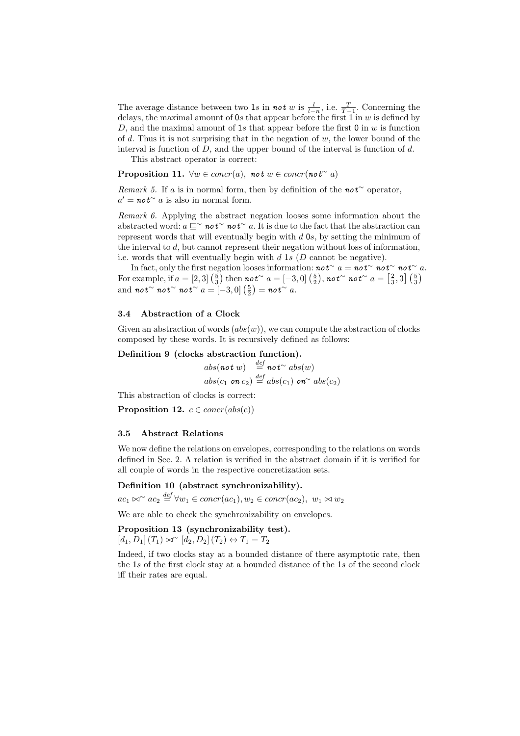The average distance between two 1*s* in ***not*** $w$ is $\frac{l}{l-n}$, i.e. $\frac{T}{T-1}$. Concerning the delays, the maximal amount of 0*s* that appear before the first 1 in $w$ is defined by $D$, and the maximal amount of 1*s* that appear before the first 0 in $w$ is function of $d$. Thus it is not surprising that in the negation of $w$, the lower bound of the interval is function of $D$, and the upper bound of the interval is function of $d$.

This abstract operator is correct:

**Proposition 11.** $\forall w \in concr(a),\ \textbf{\textit{not}}\ w \in concr(\textbf{\textit{not}}^{\sim}\ a)$

*Remark 5.* If $a$ is in normal form, then by definition of the $\textbf{\textit{not}}^{\sim}$ operator, $a' = \textbf{\textit{not}}^{\sim}\ a$ is also in normal form.

*Remark 6.* Applying the abstract negation looses some information about the abstracted word: $a \sqsubseteq^{\sim} \textbf{\textit{not}}^{\sim}\ \textbf{\textit{not}}^{\sim}\ a$. It is due to the fact that the abstraction can represent words that will eventually begin with $d$ 0*s*, by setting the minimum of the interval to $d$, but cannot represent their negation without loss of information, i.e. words that will eventually begin with $d$ 1*s* ($D$ cannot be negative).

In fact, only the first negation looses information: $\textbf{\textit{not}}^{\sim}\ a = \textbf{\textit{not}}^{\sim}\ \textbf{\textit{not}}^{\sim}\ \textbf{\textit{not}}^{\sim}\ a$. For example, if $a = [2,3]\left(\frac{5}{3}\right)$ then $\textbf{\textit{not}}^{\sim}\ a = [-3,0]\left(\frac{5}{2}\right)$, $\textbf{\textit{not}}^{\sim}\ \textbf{\textit{not}}^{\sim}\ a = \left[\frac{2}{3},3\right]\left(\frac{5}{3}\right)$ and $\textbf{\textit{not}}^{\sim}\ \textbf{\textit{not}}^{\sim}\ \textbf{\textit{not}}^{\sim}\ a = [-3,0]\left(\frac{5}{2}\right) = \textbf{\textit{not}}^{\sim}\ a$.

### 3.4 Abstraction of a Clock

Given an abstraction of words ($abs(w)$), we can compute the abstraction of clocks composed by these words. It is recursively defined as follows:

**Definition 9 (clocks abstraction function).**

$$abs(\textbf{\textit{not}}\ w) \stackrel{def}{=} \textbf{\textit{not}}^{\sim}\ abs(w)$$
$$abs(c_1\ \textbf{\textit{on}}\ c_2) \stackrel{def}{=} abs(c_1)\ \textbf{\textit{on}}^{\sim}\ abs(c_2)$$

This abstraction of clocks is correct:

**Proposition 12.** $c \in concr(abs(c))$

### 3.5 Abstract Relations

We now define the relations on envelopes, corresponding to the relations on words defined in Sec. 2. A relation is verified in the abstract domain if it is verified for all couple of words in the respective concretization sets.

**Definition 10 (abstract synchronizability).**

$ac_1 \bowtie^{\sim} ac_2 \stackrel{def}{=} \forall w_1 \in concr(ac_1), w_2 \in concr(ac_2),\ w_1 \bowtie w_2$

We are able to check the synchronizability on envelopes.

**Proposition 13 (synchronizability test).**

$[d_1, D_1]\,(T_1) \bowtie^{\sim} [d_2, D_2]\,(T_2) \Leftrightarrow T_1 = T_2$

Indeed, if two clocks stay at a bounded distance of there asymptotic rate, then the 1*s* of the first clock stay at a bounded distance of the 1*s* of the second clock iff their rates are equal.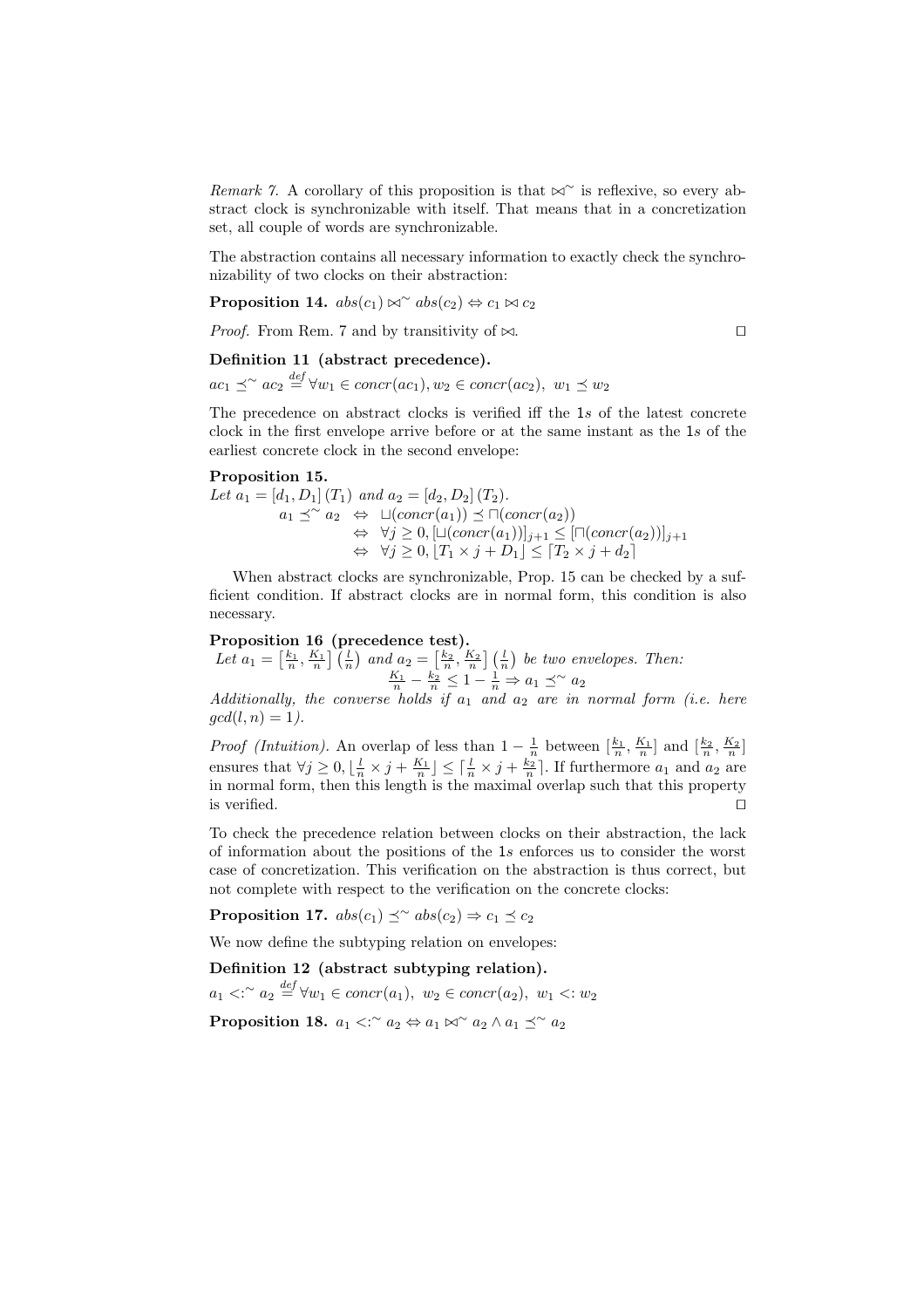*Remark 7.* A corollary of this proposition is that $\bowtie^\sim$ is reflexive, so every abstract clock is synchronizable with itself. That means that in a concretization set, all couple of words are synchronizable.

The abstraction contains all necessary information to exactly check the synchronizability of two clocks on their abstraction:

**Proposition 14.** $abs(c_1) \bowtie^\sim abs(c_2) \Leftrightarrow c_1 \bowtie c_2$

*Proof.* From Rem. 7 and by transitivity of $\bowtie$. □

**Definition 11 (abstract precedence).**

$ac_1 \preceq^\sim ac_2 \stackrel{def}{=} \forall w_1 \in concr(ac_1), w_2 \in concr(ac_2),\ w_1 \preceq w_2$

The precedence on abstract clocks is verified iff the 1*s* of the latest concrete clock in the first envelope arrive before or at the same instant as the 1*s* of the earliest concrete clock in the second envelope:

**Proposition 15.**

*Let* $a_1 = [d_1, D_1]\,(T_1)$ *and* $a_2 = [d_2, D_2]\,(T_2)$.

$$\begin{aligned} a_1 \preceq^\sim a_2 &\Leftrightarrow \sqcup(concr(a_1)) \preceq \sqcap(concr(a_2)) \\ &\Leftrightarrow \forall j \geq 0, [\sqcup(concr(a_1))]_{j+1} \leq [\sqcap(concr(a_2))]_{j+1} \\ &\Leftrightarrow \forall j \geq 0, \lfloor T_1 \times j + D_1 \rfloor \leq \lceil T_2 \times j + d_2 \rceil \end{aligned}$$

When abstract clocks are synchronizable, Prop. 15 can be checked by a sufficient condition. If abstract clocks are in normal form, this condition is also necessary.

**Proposition 16 (precedence test).**

*Let* $a_1 = \left[\frac{k_1}{n}, \frac{K_1}{n}\right]\left(\frac{l}{n}\right)$ *and* $a_2 = \left[\frac{k_2}{n}, \frac{K_2}{n}\right]\left(\frac{l}{n}\right)$ *be two envelopes. Then:*

$$\frac{K_1}{n} - \frac{k_2}{n} \leq 1 - \frac{1}{n} \Rightarrow a_1 \preceq^\sim a_2$$

*Additionally, the converse holds if $a_1$ and $a_2$ are in normal form (i.e. here $gcd(l, n) = 1$).*

*Proof (Intuition).* An overlap of less than $1 - \frac{1}{n}$ between $[\frac{k_1}{n}, \frac{K_1}{n}]$ and $[\frac{k_2}{n}, \frac{K_2}{n}]$ ensures that $\forall j \geq 0, \lfloor \frac{l}{n} \times j + \frac{K_1}{n} \rfloor \leq \lceil \frac{l}{n} \times j + \frac{k_2}{n} \rceil$. If furthermore $a_1$ and $a_2$ are in normal form, then this length is the maximal overlap such that this property is verified. □

To check the precedence relation between clocks on their abstraction, the lack of information about the positions of the 1*s* enforces us to consider the worst case of concretization. This verification on the abstraction is thus correct, but not complete with respect to the verification on the concrete clocks:

**Proposition 17.** $abs(c_1) \preceq^\sim abs(c_2) \Rightarrow c_1 \preceq c_2$

We now define the subtyping relation on envelopes:

**Definition 12 (abstract subtyping relation).**

$a_1 <:^\sim a_2 \stackrel{def}{=} \forall w_1 \in concr(a_1),\ w_2 \in concr(a_2),\ w_1 <: w_2$

**Proposition 18.** $a_1 <:^\sim a_2 \Leftrightarrow a_1 \bowtie^\sim a_2 \wedge a_1 \preceq^\sim a_2$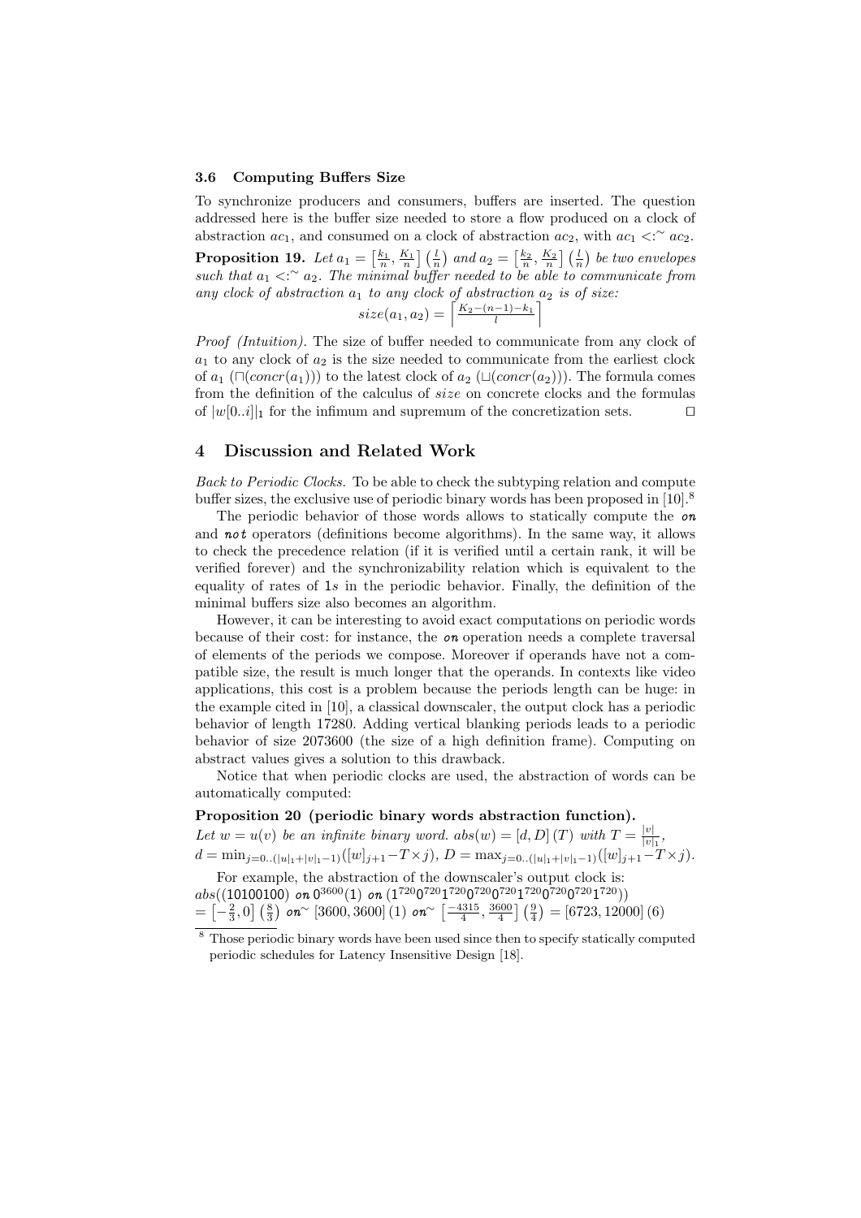### 3.6 Computing Buffers Size

To synchronize producers and consumers, buffers are inserted. The question addressed here is the buffer size needed to store a flow produced on a clock of abstraction $ac_1$, and consumed on a clock of abstraction $ac_2$, with $ac_1 <:^{\sim} ac_2$.

**Proposition 19.** *Let $a_1 = \left[\frac{k_1}{n}, \frac{K_1}{n}\right]\left(\frac{l}{n}\right)$ and $a_2 = \left[\frac{k_2}{n}, \frac{K_2}{n}\right]\left(\frac{l}{n}\right)$ be two envelopes such that $a_1 <:^{\sim} a_2$. The minimal buffer needed to be able to communicate from any clock of abstraction $a_1$ to any clock of abstraction $a_2$ is of size:*

$$size(a_1, a_2) = \left\lceil \frac{K_2 - (n-1) - k_1}{l} \right\rceil$$

*Proof (Intuition).* The size of buffer needed to communicate from any clock of $a_1$ to any clock of $a_2$ is the size needed to communicate from the earliest clock of $a_1$ ($\sqcap(concr(a_1))$) to the latest clock of $a_2$ ($\sqcup(concr(a_2))$). The formula comes from the definition of the calculus of *size* on concrete clocks and the formulas of $|w[0..i]|_1$ for the infimum and supremum of the concretization sets. □

## 4 Discussion and Related Work

*Back to Periodic Clocks.* To be able to check the subtyping relation and compute buffer sizes, the exclusive use of periodic binary words has been proposed in [10].[8]

The periodic behavior of those words allows to statically compute the ***on*** and ***not*** operators (definitions become algorithms). In the same way, it allows to check the precedence relation (if it is verified until a certain rank, it will be verified forever) and the synchronizability relation which is equivalent to the equality of rates of 1*s* in the periodic behavior. Finally, the definition of the minimal buffers size also becomes an algorithm.

However, it can be interesting to avoid exact computations on periodic words because of their cost: for instance, the ***on*** operation needs a complete traversal of elements of the periods we compose. Moreover if operands have not a compatible size, the result is much longer that the operands. In contexts like video applications, this cost is a problem because the periods length can be huge: in the example cited in [10], a classical downscaler, the output clock has a periodic behavior of length 17280. Adding vertical blanking periods leads to a periodic behavior of size 2073600 (the size of a high definition frame). Computing on abstract values gives a solution to this drawback.

Notice that when periodic clocks are used, the abstraction of words can be automatically computed:

**Proposition 20 (periodic binary words abstraction function).**
*Let $w = u(v)$ be an infinite binary word. $abs(w) = [d, D]\,(T)$ with $T = \frac{|v|}{|v|_1}$, $d = \min_{j=0..(|u|_1+|v|_1-1)}([w]_{j+1} - T \times j)$, $D = \max_{j=0..(|u|_1+|v|_1-1)}([w]_{j+1} - T \times j)$.*

For example, the abstraction of the downscaler's output clock is:

$$abs((10100100) \textbf{ on } 0^{3600}(1) \textbf{ on } (1^{720}0^{720}1^{720}0^{720}0^{720}1^{720}0^{720}0^{720}1^{720}))$$
$$= \left[-\tfrac{2}{3}, 0\right]\left(\tfrac{8}{3}\right) \textbf{ on}^{\sim} [3600, 3600]\,(1) \textbf{ on}^{\sim} \left[\tfrac{-4315}{4}, \tfrac{3600}{4}\right]\left(\tfrac{9}{4}\right) = [6723, 12000]\,(6)$$

[8] Those periodic binary words have been used since then to specify statically computed periodic schedules for Latency Insensitive Design [18].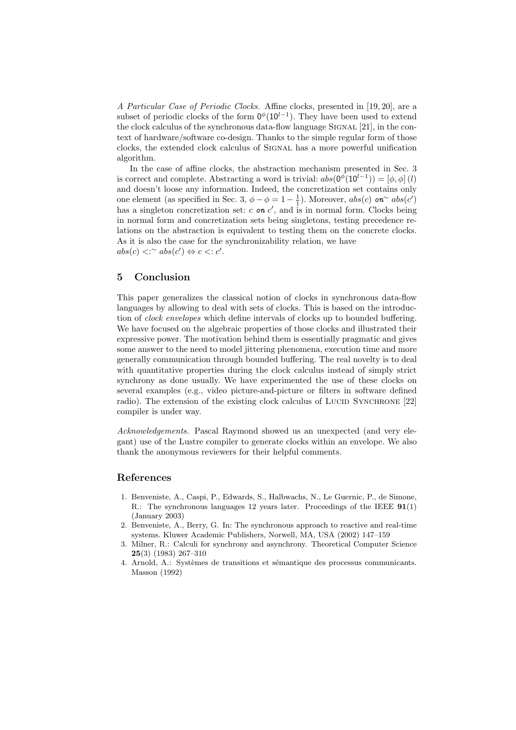*A Particular Case of Periodic Clocks.* Affine clocks, presented in [19, 20], are a subset of periodic clocks of the form $0^{\phi}(10^{l-1})$. They have been used to extend the clock calculus of the synchronous data-flow language Signal [21], in the context of hardware/software co-design. Thanks to the simple regular form of those clocks, the extended clock calculus of Signal has a more powerful unification algorithm.

In the case of affine clocks, the abstraction mechanism presented in Sec. 3 is correct and complete. Abstracting a word is trivial: $abs(0^{\phi}(10^{l-1})) = [\phi, \phi]\,(l)$ and doesn't loose any information. Indeed, the concretization set contains only one element (as specified in Sec. 3, $\phi - \phi = 1 - \frac{1}{1}$). Moreover, $abs(c)$ $\textit{\textbf{on}}^{\sim}$ $abs(c')$ has a singleton concretization set: $c$ $\textit{\textbf{on}}$ $c'$, and is in normal form. Clocks being in normal form and concretization sets being singletons, testing precedence relations on the abstraction is equivalent to testing them on the concrete clocks. As it is also the case for the synchronizability relation, we have
$abs(c) <:^{\sim} abs(c') \Leftrightarrow c <: c'$.

## 5 Conclusion

This paper generalizes the classical notion of clocks in synchronous data-flow languages by allowing to deal with sets of clocks. This is based on the introduction of *clock envelopes* which define intervals of clocks up to bounded buffering. We have focused on the algebraic properties of those clocks and illustrated their expressive power. The motivation behind them is essentially pragmatic and gives some answer to the need to model jittering phenomena, execution time and more generally communication through bounded buffering. The real novelty is to deal with quantitative properties during the clock calculus instead of simply strict synchrony as done usually. We have experimented the use of these clocks on several examples (e.g., video picture-and-picture or filters in software defined radio). The extension of the existing clock calculus of Lucid Synchrone [22] compiler is under way.

*Acknowledgements.* Pascal Raymond showed us an unexpected (and very elegant) use of the Lustre compiler to generate clocks within an envelope. We also thank the anonymous reviewers for their helpful comments.

## References

1. Benveniste, A., Caspi, P., Edwards, S., Halbwachs, N., Le Guernic, P., de Simone, R.: The synchronous languages 12 years later. Proceedings of the IEEE **91**(1) (January 2003)
2. Benveniste, A., Berry, G. In: The synchronous approach to reactive and real-time systems. Kluwer Academic Publishers, Norwell, MA, USA (2002) 147–159
3. Milner, R.: Calculi for synchrony and asynchrony. Theoretical Computer Science **25**(3) (1983) 267–310
4. Arnold, A.: Systèmes de transitions et sémantique des processus communicants. Masson (1992)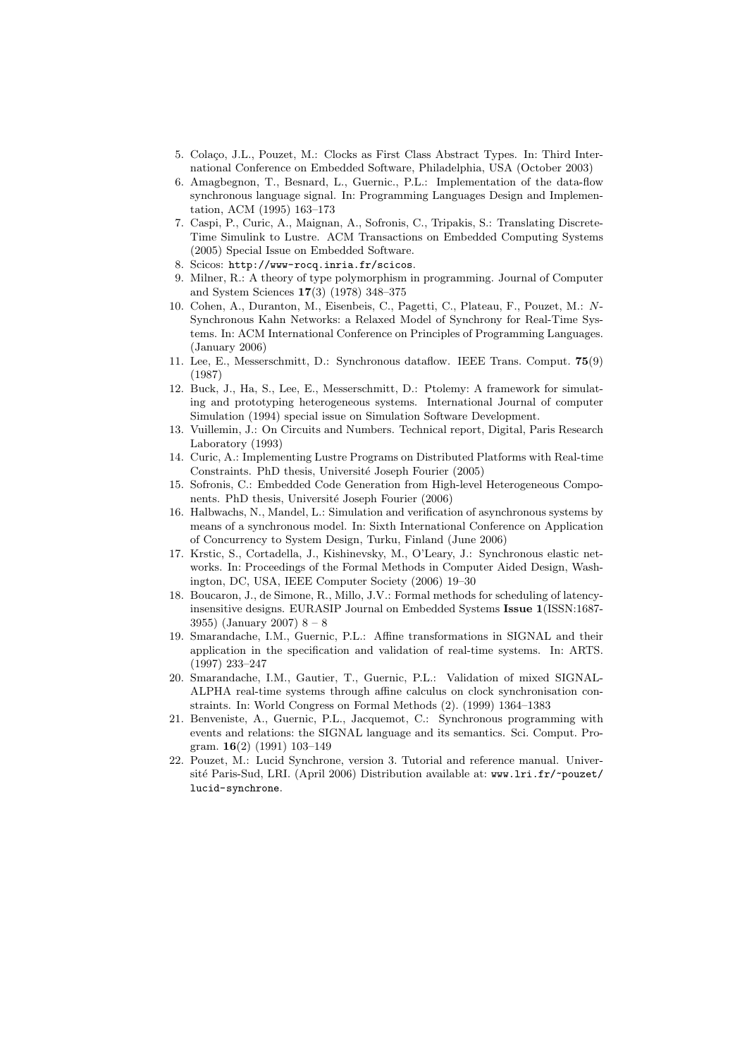5. Colaço, J.L., Pouzet, M.: Clocks as First Class Abstract Types. In: Third International Conference on Embedded Software, Philadelphia, USA (October 2003)
6. Amagbegnon, T., Besnard, L., Guernic., P.L.: Implementation of the data-flow synchronous language signal. In: Programming Languages Design and Implementation, ACM (1995) 163–173
7. Caspi, P., Curic, A., Maignan, A., Sofronis, C., Tripakis, S.: Translating Discrete-Time Simulink to Lustre. ACM Transactions on Embedded Computing Systems (2005) Special Issue on Embedded Software.
8. Scicos: `http://www-rocq.inria.fr/scicos`.
9. Milner, R.: A theory of type polymorphism in programming. Journal of Computer and System Sciences **17**(3) (1978) 348–375
10. Cohen, A., Duranton, M., Eisenbeis, C., Pagetti, C., Plateau, F., Pouzet, M.: $N$-Synchronous Kahn Networks: a Relaxed Model of Synchrony for Real-Time Systems. In: ACM International Conference on Principles of Programming Languages. (January 2006)
11. Lee, E., Messerschmitt, D.: Synchronous dataflow. IEEE Trans. Comput. **75**(9) (1987)
12. Buck, J., Ha, S., Lee, E., Messerschmitt, D.: Ptolemy: A framework for simulating and prototyping heterogeneous systems. International Journal of computer Simulation (1994) special issue on Simulation Software Development.
13. Vuillemin, J.: On Circuits and Numbers. Technical report, Digital, Paris Research Laboratory (1993)
14. Curic, A.: Implementing Lustre Programs on Distributed Platforms with Real-time Constraints. PhD thesis, Université Joseph Fourier (2005)
15. Sofronis, C.: Embedded Code Generation from High-level Heterogeneous Components. PhD thesis, Université Joseph Fourier (2006)
16. Halbwachs, N., Mandel, L.: Simulation and verification of asynchronous systems by means of a synchronous model. In: Sixth International Conference on Application of Concurrency to System Design, Turku, Finland (June 2006)
17. Krstic, S., Cortadella, J., Kishinevsky, M., O'Leary, J.: Synchronous elastic networks. In: Proceedings of the Formal Methods in Computer Aided Design, Washington, DC, USA, IEEE Computer Society (2006) 19–30
18. Boucaron, J., de Simone, R., Millo, J.V.: Formal methods for scheduling of latency-insensitive designs. EURASIP Journal on Embedded Systems **Issue 1**(ISSN:1687-3955) (January 2007) 8 – 8
19. Smarandache, I.M., Guernic, P.L.: Affine transformations in SIGNAL and their application in the specification and validation of real-time systems. In: ARTS. (1997) 233–247
20. Smarandache, I.M., Gautier, T., Guernic, P.L.: Validation of mixed SIGNAL-ALPHA real-time systems through affine calculus on clock synchronisation constraints. In: World Congress on Formal Methods (2). (1999) 1364–1383
21. Benveniste, A., Guernic, P.L., Jacquemot, C.: Synchronous programming with events and relations: the SIGNAL language and its semantics. Sci. Comput. Program. **16**(2) (1991) 103–149
22. Pouzet, M.: Lucid Synchrone, version 3. Tutorial and reference manual. Université Paris-Sud, LRI. (April 2006) Distribution available at: `www.lri.fr/~pouzet/lucid-synchrone`.